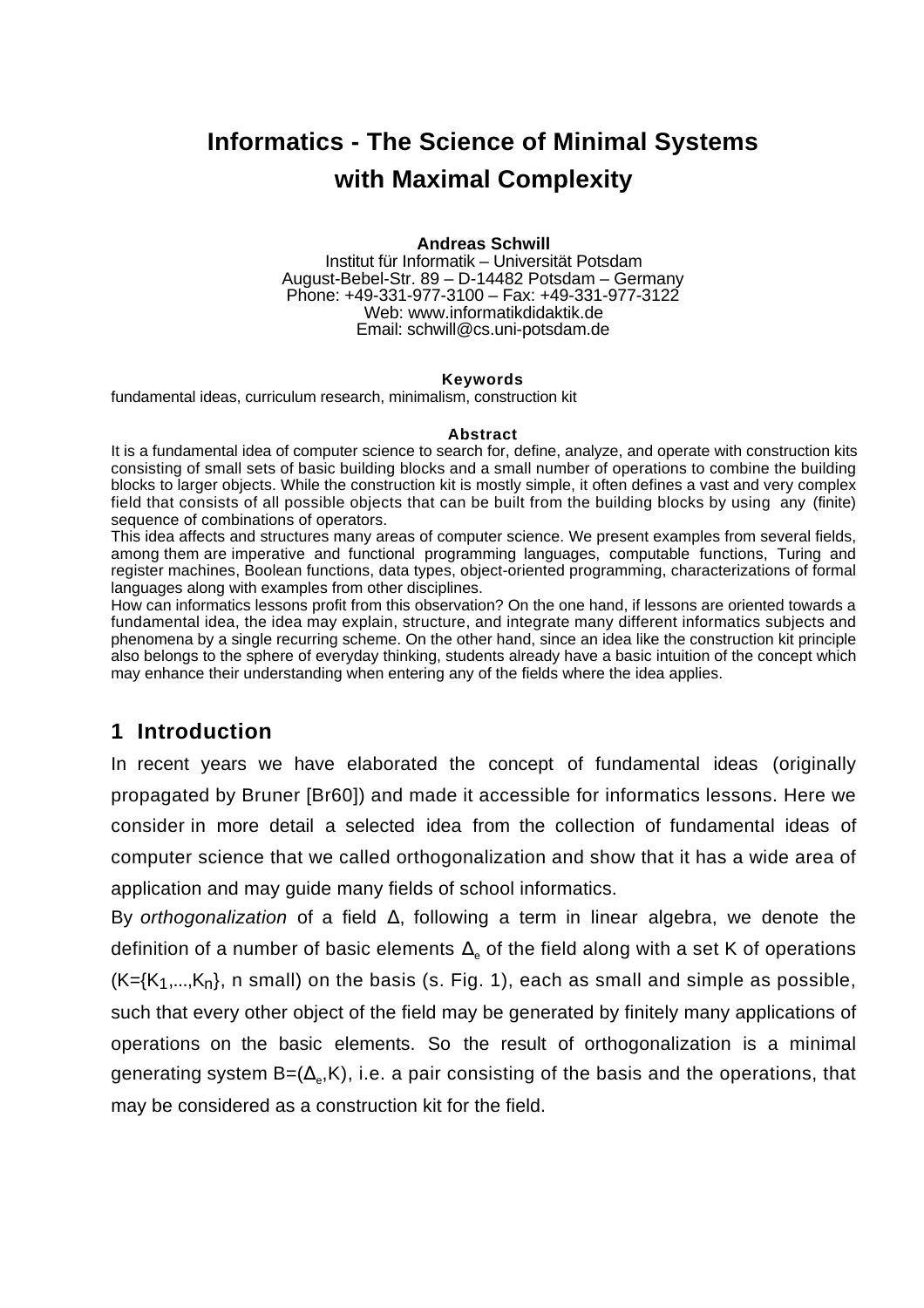# Informatics - The Science of Minimal Systems with Maximal Complexity

**Andreas Schwill**
Institut für Informatik – Universität Potsdam
August-Bebel-Str. 89 – D-14482 Potsdam – Germany
Phone: +49-331-977-3100 – Fax: +49-331-977-3122
Web: www.informatikdidaktik.de
Email: schwill@cs.uni-potsdam.de

**Keywords**

fundamental ideas, curriculum research, minimalism, construction kit

**Abstract**

It is a fundamental idea of computer science to search for, define, analyze, and operate with construction kits consisting of small sets of basic building blocks and a small number of operations to combine the building blocks to larger objects. While the construction kit is mostly simple, it often defines a vast and very complex field that consists of all possible objects that can be built from the building blocks by using any (finite) sequence of combinations of operators.

This idea affects and structures many areas of computer science. We present examples from several fields, among them are imperative and functional programming languages, computable functions, Turing and register machines, Boolean functions, data types, object-oriented programming, characterizations of formal languages along with examples from other disciplines.

How can informatics lessons profit from this observation? On the one hand, if lessons are oriented towards a fundamental idea, the idea may explain, structure, and integrate many different informatics subjects and phenomena by a single recurring scheme. On the other hand, since an idea like the construction kit principle also belongs to the sphere of everyday thinking, students already have a basic intuition of the concept which may enhance their understanding when entering any of the fields where the idea applies.

## 1 Introduction

In recent years we have elaborated the concept of fundamental ideas (originally propagated by Bruner [Br60]) and made it accessible for informatics lessons. Here we consider in more detail a selected idea from the collection of fundamental ideas of computer science that we called orthogonalization and show that it has a wide area of application and may guide many fields of school informatics.

By *orthogonalization* of a field $\Delta$, following a term in linear algebra, we denote the definition of a number of basic elements $\Delta_e$ of the field along with a set K of operations ($K=\{K_1,...,K_n\}$, n small) on the basis (s. Fig. 1), each as small and simple as possible, such that every other object of the field may be generated by finitely many applications of operations on the basic elements. So the result of orthogonalization is a minimal generating system $B=(\Delta_e,K)$, i.e. a pair consisting of the basis and the operations, that may be considered as a construction kit for the field.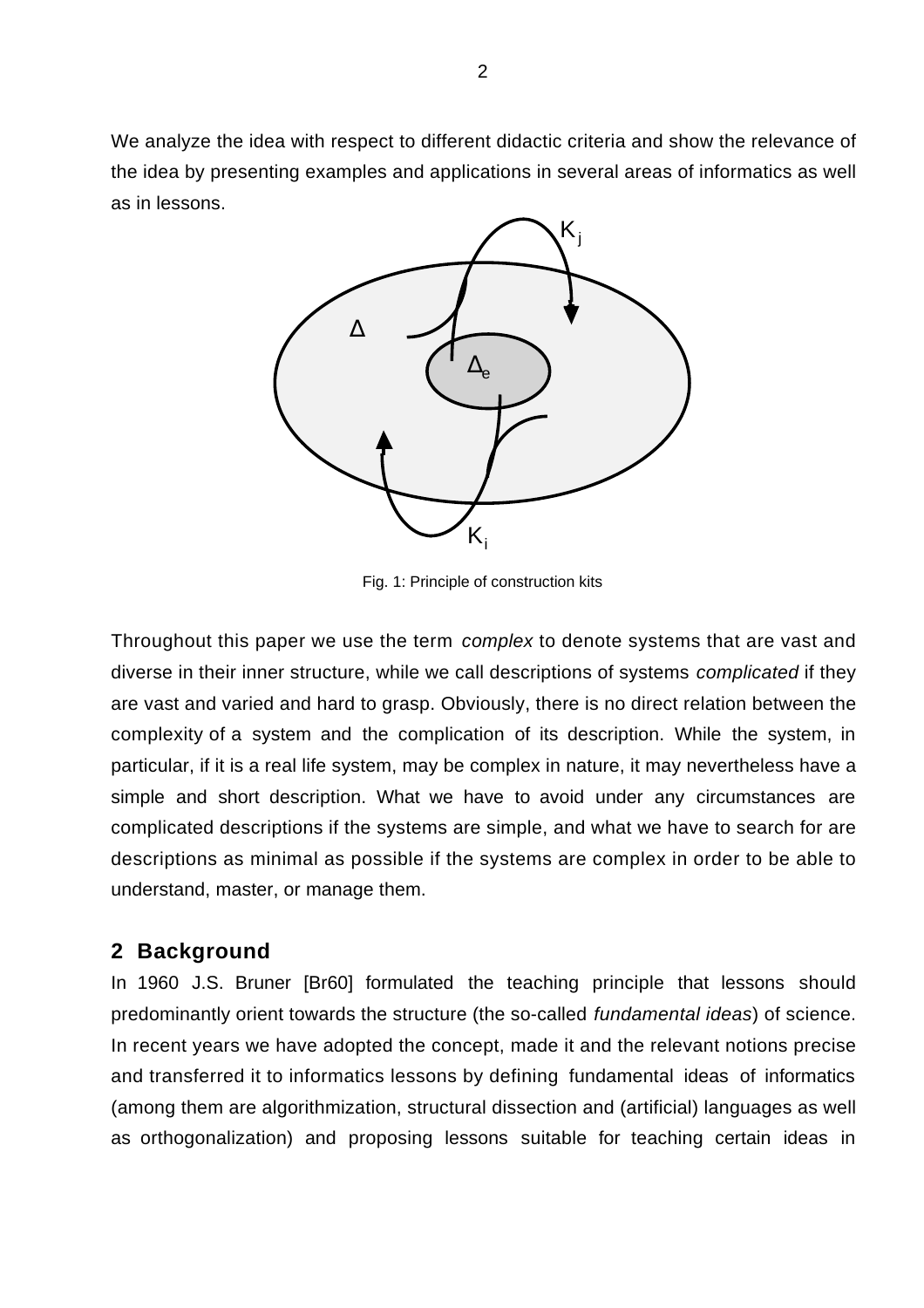We analyze the idea with respect to different didactic criteria and show the relevance of the idea by presenting examples and applications in several areas of informatics as well as in lessons.

Fig. 1: Principle of construction kits

Throughout this paper we use the term *complex* to denote systems that are vast and diverse in their inner structure, while we call descriptions of systems *complicated* if they are vast and varied and hard to grasp. Obviously, there is no direct relation between the complexity of a system and the complication of its description. While the system, in particular, if it is a real life system, may be complex in nature, it may nevertheless have a simple and short description. What we have to avoid under any circumstances are complicated descriptions if the systems are simple, and what we have to search for are descriptions as minimal as possible if the systems are complex in order to be able to understand, master, or manage them.

## 2 Background

In 1960 J.S. Bruner [Br60] formulated the teaching principle that lessons should predominantly orient towards the structure (the so-called *fundamental ideas*) of science. In recent years we have adopted the concept, made it and the relevant notions precise and transferred it to informatics lessons by defining fundamental ideas of informatics (among them are algorithmization, structural dissection and (artificial) languages as well as orthogonalization) and proposing lessons suitable for teaching certain ideas in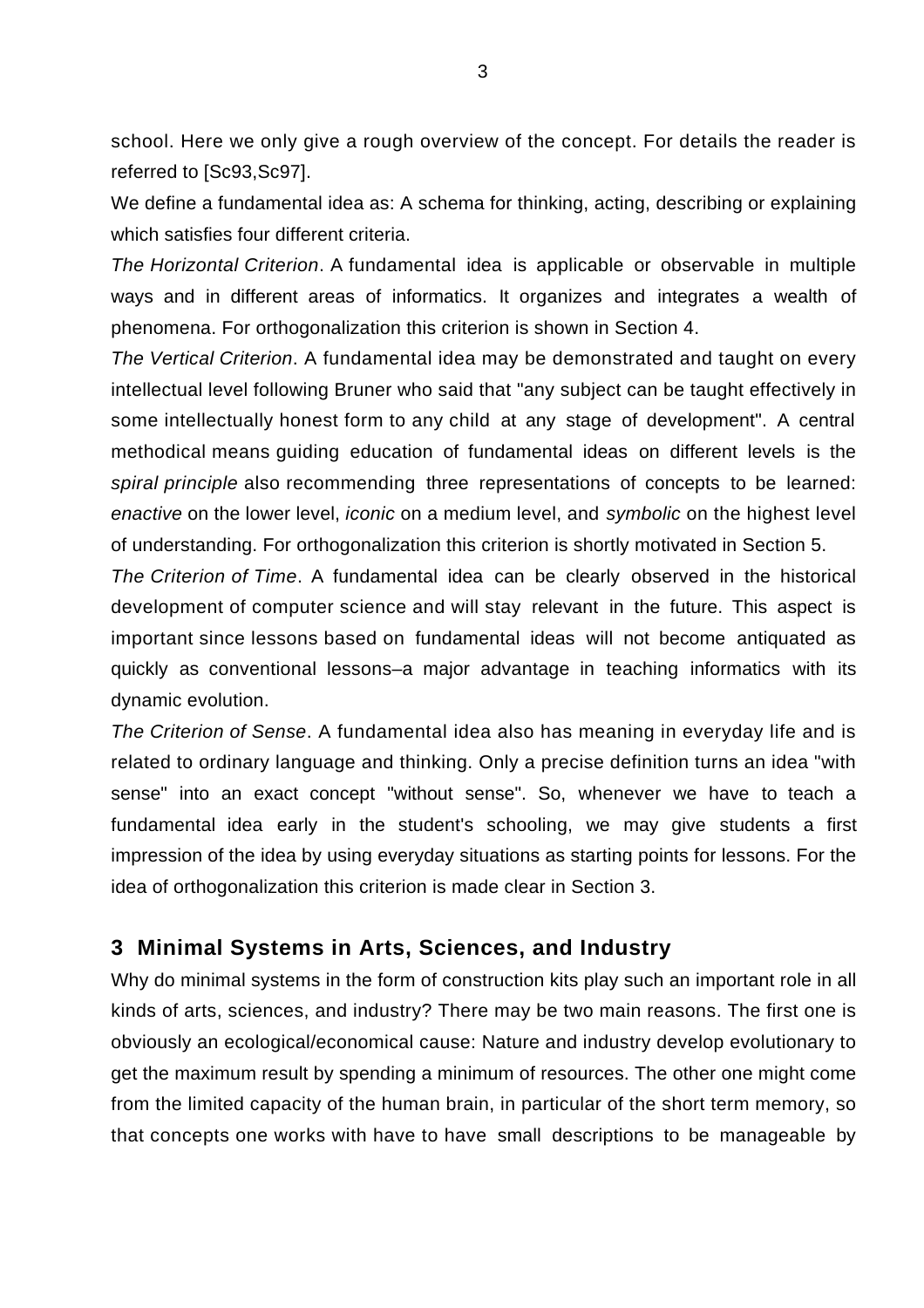school. Here we only give a rough overview of the concept. For details the reader is referred to [Sc93,Sc97].

We define a fundamental idea as: A schema for thinking, acting, describing or explaining which satisfies four different criteria.

*The Horizontal Criterion*. A fundamental idea is applicable or observable in multiple ways and in different areas of informatics. It organizes and integrates a wealth of phenomena. For orthogonalization this criterion is shown in Section 4.

*The Vertical Criterion*. A fundamental idea may be demonstrated and taught on every intellectual level following Bruner who said that "any subject can be taught effectively in some intellectually honest form to any child at any stage of development". A central methodical means guiding education of fundamental ideas on different levels is the *spiral principle* also recommending three representations of concepts to be learned: *enactive* on the lower level, *iconic* on a medium level, and *symbolic* on the highest level of understanding. For orthogonalization this criterion is shortly motivated in Section 5.

*The Criterion of Time*. A fundamental idea can be clearly observed in the historical development of computer science and will stay relevant in the future. This aspect is important since lessons based on fundamental ideas will not become antiquated as quickly as conventional lessons–a major advantage in teaching informatics with its dynamic evolution.

*The Criterion of Sense*. A fundamental idea also has meaning in everyday life and is related to ordinary language and thinking. Only a precise definition turns an idea "with sense" into an exact concept "without sense". So, whenever we have to teach a fundamental idea early in the student's schooling, we may give students a first impression of the idea by using everyday situations as starting points for lessons. For the idea of orthogonalization this criterion is made clear in Section 3.

## 3 Minimal Systems in Arts, Sciences, and Industry

Why do minimal systems in the form of construction kits play such an important role in all kinds of arts, sciences, and industry? There may be two main reasons. The first one is obviously an ecological/economical cause: Nature and industry develop evolutionary to get the maximum result by spending a minimum of resources. The other one might come from the limited capacity of the human brain, in particular of the short term memory, so that concepts one works with have to have small descriptions to be manageable by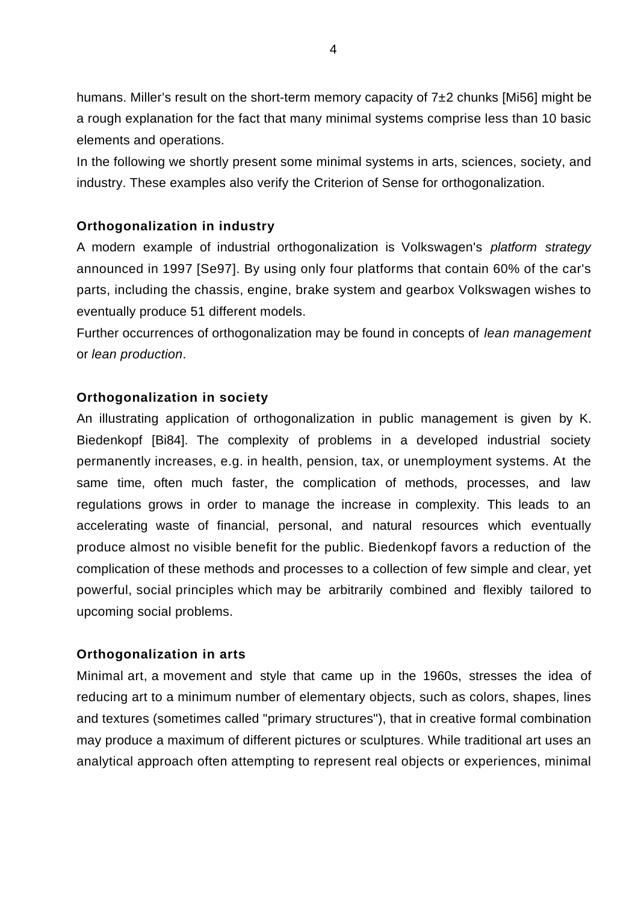humans. Miller's result on the short-term memory capacity of $7 \pm 2$ chunks [Mi56] might be a rough explanation for the fact that many minimal systems comprise less than 10 basic elements and operations.

In the following we shortly present some minimal systems in arts, sciences, society, and industry. These examples also verify the Criterion of Sense for orthogonalization.

**Orthogonalization in industry**

A modern example of industrial orthogonalization is Volkswagen's *platform strategy* announced in 1997 [Se97]. By using only four platforms that contain 60% of the car's parts, including the chassis, engine, brake system and gearbox Volkswagen wishes to eventually produce 51 different models.

Further occurrences of orthogonalization may be found in concepts of *lean management* or *lean production*.

**Orthogonalization in society**

An illustrating application of orthogonalization in public management is given by K. Biedenkopf [Bi84]. The complexity of problems in a developed industrial society permanently increases, e.g. in health, pension, tax, or unemployment systems. At the same time, often much faster, the complication of methods, processes, and law regulations grows in order to manage the increase in complexity. This leads to an accelerating waste of financial, personal, and natural resources which eventually produce almost no visible benefit for the public. Biedenkopf favors a reduction of the complication of these methods and processes to a collection of few simple and clear, yet powerful, social principles which may be arbitrarily combined and flexibly tailored to upcoming social problems.

**Orthogonalization in arts**

Minimal art, a movement and style that came up in the 1960s, stresses the idea of reducing art to a minimum number of elementary objects, such as colors, shapes, lines and textures (sometimes called "primary structures"), that in creative formal combination may produce a maximum of different pictures or sculptures. While traditional art uses an analytical approach often attempting to represent real objects or experiences, minimal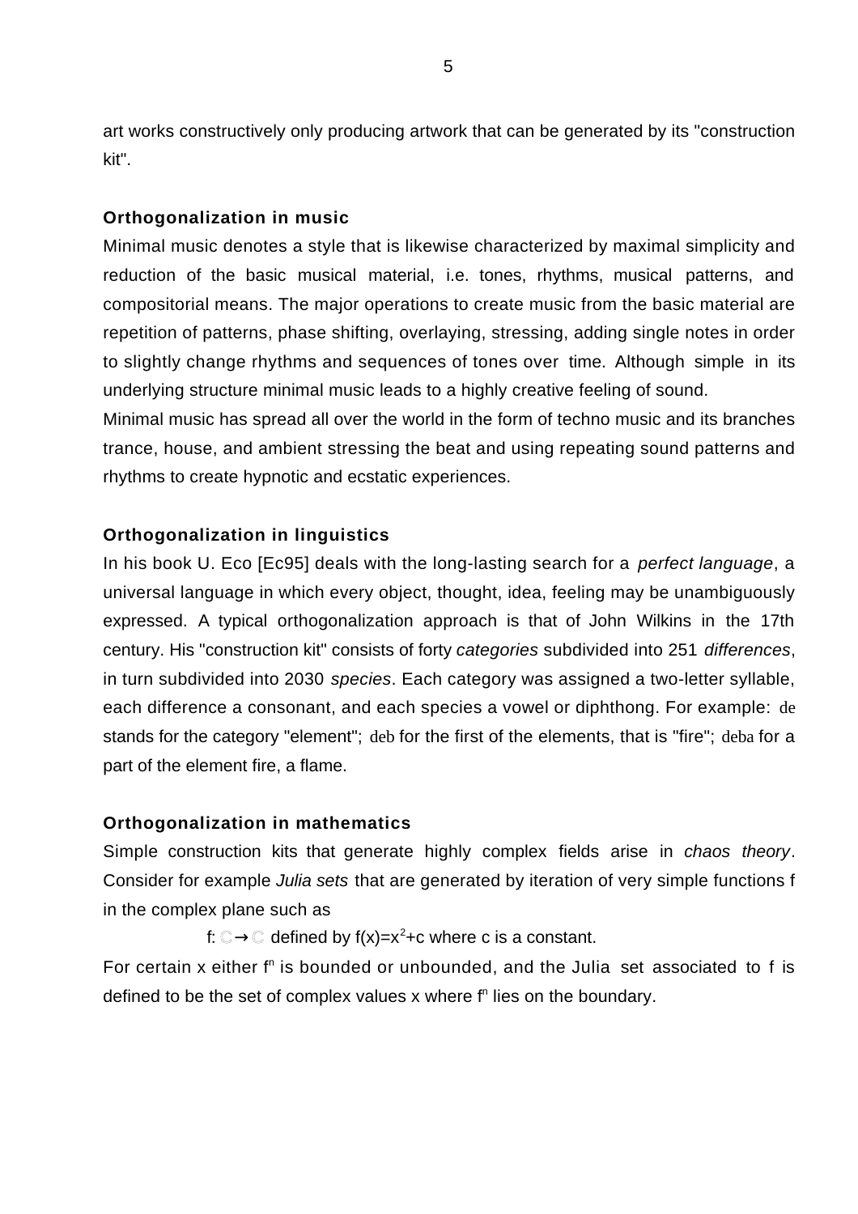art works constructively only producing artwork that can be generated by its "construction kit".

**Orthogonalization in music**

Minimal music denotes a style that is likewise characterized by maximal simplicity and reduction of the basic musical material, i.e. tones, rhythms, musical patterns, and compositorial means. The major operations to create music from the basic material are repetition of patterns, phase shifting, overlaying, stressing, adding single notes in order to slightly change rhythms and sequences of tones over time. Although simple in its underlying structure minimal music leads to a highly creative feeling of sound.

Minimal music has spread all over the world in the form of techno music and its branches trance, house, and ambient stressing the beat and using repeating sound patterns and rhythms to create hypnotic and ecstatic experiences.

**Orthogonalization in linguistics**

In his book U. Eco [Ec95] deals with the long-lasting search for a *perfect language*, a universal language in which every object, thought, idea, feeling may be unambiguously expressed. A typical orthogonalization approach is that of John Wilkins in the 17th century. His "construction kit" consists of forty *categories* subdivided into 251 *differences*, in turn subdivided into 2030 *species*. Each category was assigned a two-letter syllable, each difference a consonant, and each species a vowel or diphthong. For example: de stands for the category "element"; deb for the first of the elements, that is "fire"; deba for a part of the element fire, a flame.

**Orthogonalization in mathematics**

Simple construction kits that generate highly complex fields arise in *chaos theory*. Consider for example *Julia sets* that are generated by iteration of very simple functions f in the complex plane such as

$$f: \mathbb{C} \rightarrow \mathbb{C} \text{ defined by } f(x)=x^2+c \text{ where c is a constant.}$$

For certain x either $f^n$ is bounded or unbounded, and the Julia set associated to f is defined to be the set of complex values x where $f^n$ lies on the boundary.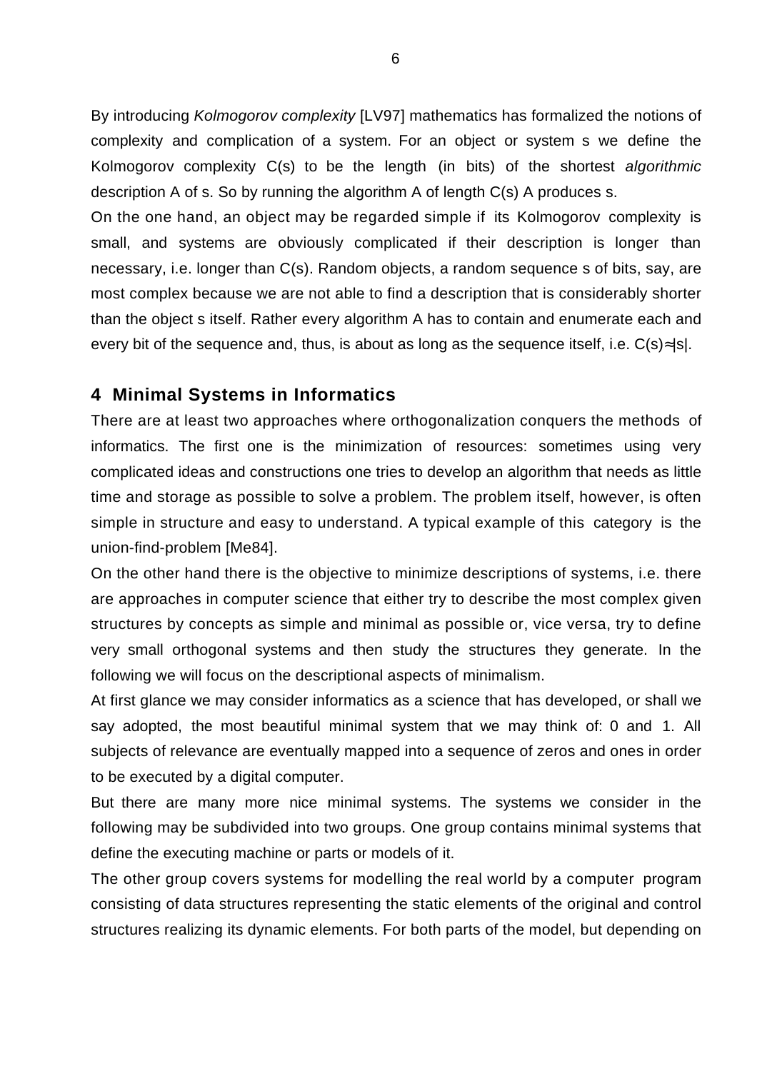By introducing *Kolmogorov complexity* [LV97] mathematics has formalized the notions of complexity and complication of a system. For an object or system s we define the Kolmogorov complexity C(s) to be the length (in bits) of the shortest *algorithmic* description A of s. So by running the algorithm A of length C(s) A produces s.

On the one hand, an object may be regarded simple if its Kolmogorov complexity is small, and systems are obviously complicated if their description is longer than necessary, i.e. longer than C(s). Random objects, a random sequence s of bits, say, are most complex because we are not able to find a description that is considerably shorter than the object s itself. Rather every algorithm A has to contain and enumerate each and every bit of the sequence and, thus, is about as long as the sequence itself, i.e. $C(s) \approx |s|$.

## 4 Minimal Systems in Informatics

There are at least two approaches where orthogonalization conquers the methods of informatics. The first one is the minimization of resources: sometimes using very complicated ideas and constructions one tries to develop an algorithm that needs as little time and storage as possible to solve a problem. The problem itself, however, is often simple in structure and easy to understand. A typical example of this category is the union-find-problem [Me84].

On the other hand there is the objective to minimize descriptions of systems, i.e. there are approaches in computer science that either try to describe the most complex given structures by concepts as simple and minimal as possible or, vice versa, try to define very small orthogonal systems and then study the structures they generate. In the following we will focus on the descriptional aspects of minimalism.

At first glance we may consider informatics as a science that has developed, or shall we say adopted, the most beautiful minimal system that we may think of: 0 and 1. All subjects of relevance are eventually mapped into a sequence of zeros and ones in order to be executed by a digital computer.

But there are many more nice minimal systems. The systems we consider in the following may be subdivided into two groups. One group contains minimal systems that define the executing machine or parts or models of it.

The other group covers systems for modelling the real world by a computer program consisting of data structures representing the static elements of the original and control structures realizing its dynamic elements. For both parts of the model, but depending on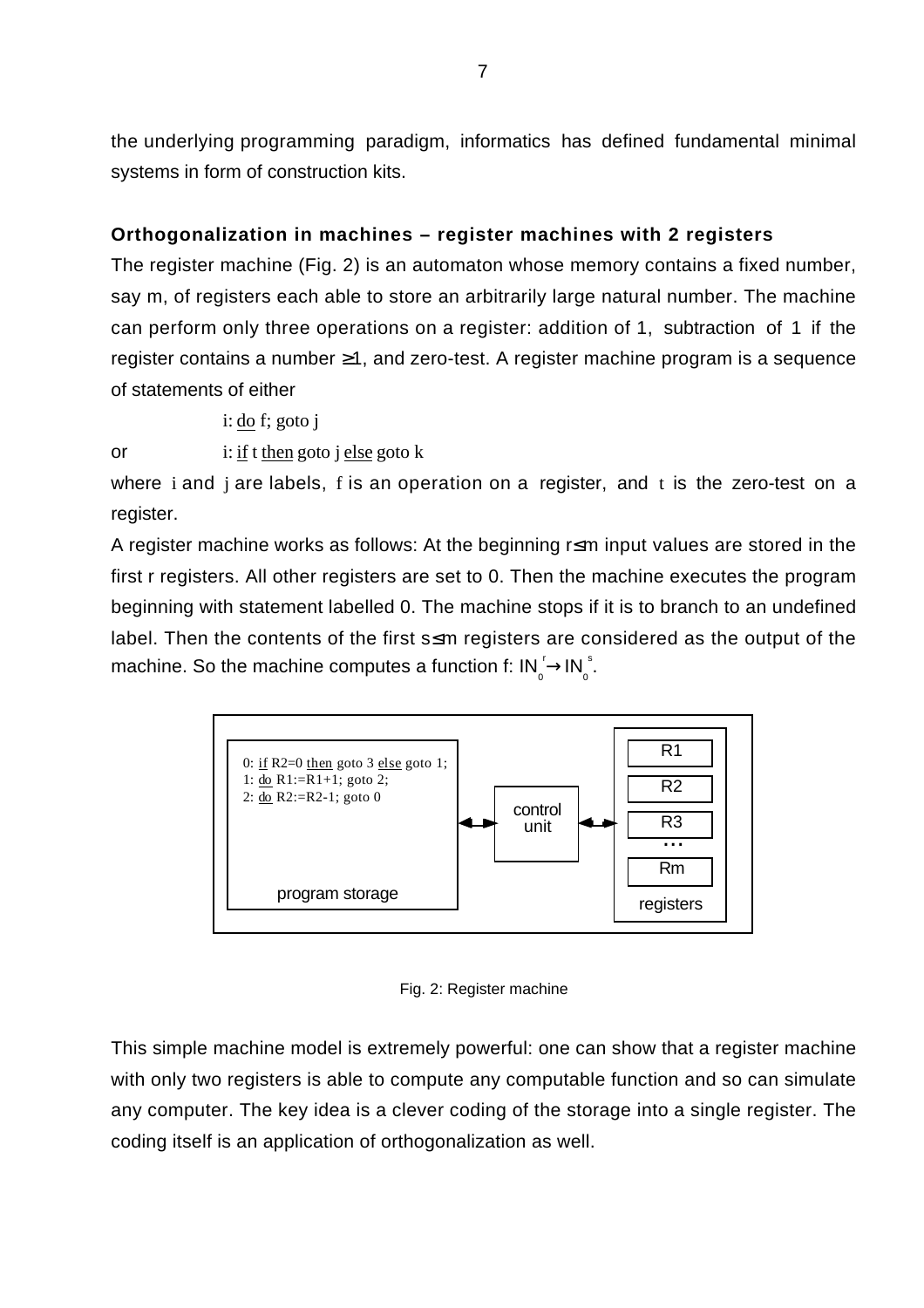the underlying programming paradigm, informatics has defined fundamental minimal systems in form of construction kits.

### Orthogonalization in machines – register machines with 2 registers

The register machine (Fig. 2) is an automaton whose memory contains a fixed number, say m, of registers each able to store an arbitrarily large natural number. The machine can perform only three operations on a register: addition of 1, subtraction of 1 if the register contains a number ≥1, and zero-test. A register machine program is a sequence of statements of either

i: do f; goto j

or i: if t then goto j else goto k

where i and j are labels, f is an operation on a register, and t is the zero-test on a register.

A register machine works as follows: At the beginning r≤m input values are stored in the first r registers. All other registers are set to 0. Then the machine executes the program beginning with statement labelled 0. The machine stops if it is to branch to an undefined label. Then the contents of the first s≤m registers are considered as the output of the machine. So the machine computes a function f: $\mathbb{N}_0^r \rightarrow \mathbb{N}_0^s$.

```
0: if R2=0 then goto 3 else goto 1;
1: do R1:=R1+1; goto 2;
2: do R2:=R2-1; goto 0
```

program storage ↔ control unit ↔ registers (R1, R2, R3, ..., Rm)

Fig. 2: Register machine

This simple machine model is extremely powerful: one can show that a register machine with only two registers is able to compute any computable function and so can simulate any computer. The key idea is a clever coding of the storage into a single register. The coding itself is an application of orthogonalization as well.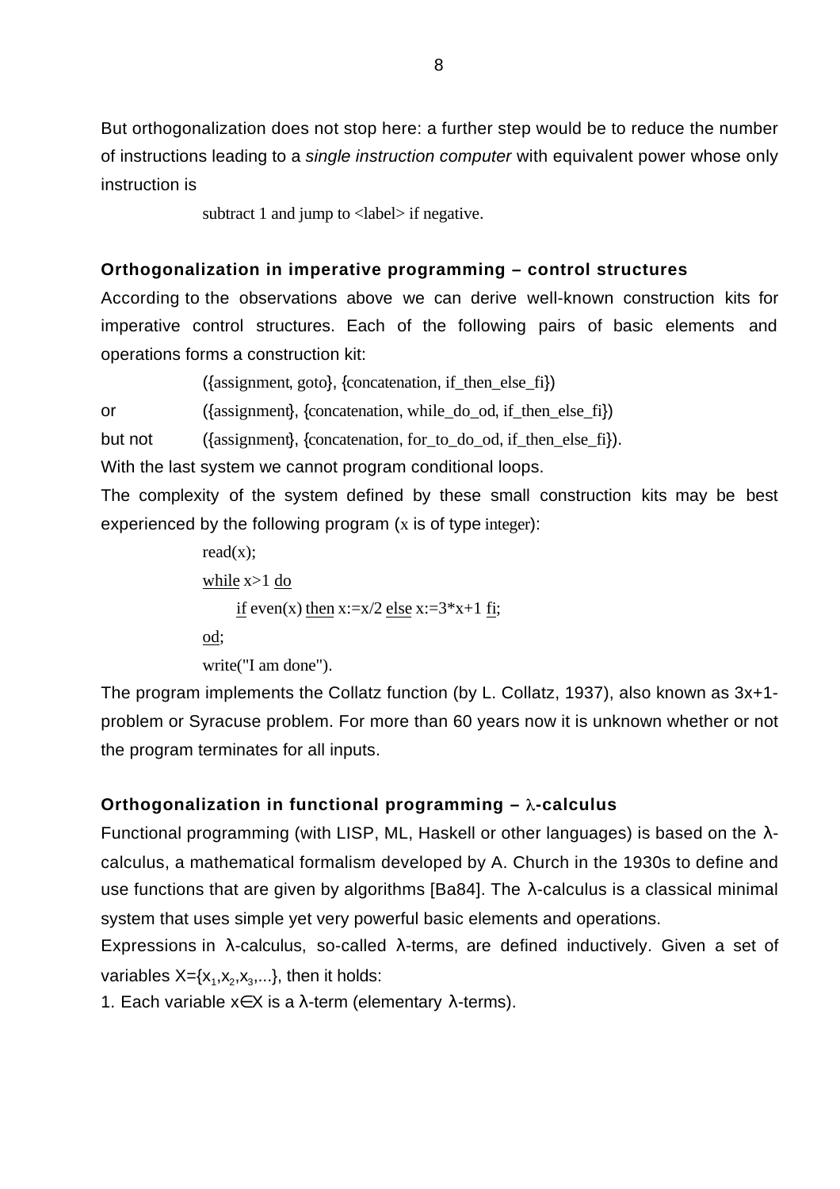But orthogonalization does not stop here: a further step would be to reduce the number of instructions leading to a *single instruction computer* with equivalent power whose only instruction is

subtract 1 and jump to <label> if negative.

### Orthogonalization in imperative programming – control structures

According to the observations above we can derive well-known construction kits for imperative control structures. Each of the following pairs of basic elements and operations forms a construction kit:

({assignment, goto}, {concatenation, if_then_else_fi})

or ({assignment}, {concatenation, while_do_od, if_then_else_fi})

but not ({assignment}, {concatenation, for_to_do_od, if_then_else_fi}).

With the last system we cannot program conditional loops.

The complexity of the system defined by these small construction kits may be best experienced by the following program (x is of type integer):

```
read(x);
while x>1 do
    if even(x) then x:=x/2 else x:=3*x+1 fi;
od;
write("I am done").
```

The program implements the Collatz function (by L. Collatz, 1937), also known as 3x+1-problem or Syracuse problem. For more than 60 years now it is unknown whether or not the program terminates for all inputs.

### Orthogonalization in functional programming – λ-calculus

Functional programming (with LISP, ML, Haskell or other languages) is based on the λ-calculus, a mathematical formalism developed by A. Church in the 1930s to define and use functions that are given by algorithms [Ba84]. The λ-calculus is a classical minimal system that uses simple yet very powerful basic elements and operations.

Expressions in λ-calculus, so-called λ-terms, are defined inductively. Given a set of variables $X=\{x_1,x_2,x_3,...\}$, then it holds:

1. Each variable $x \in X$ is a λ-term (elementary λ-terms).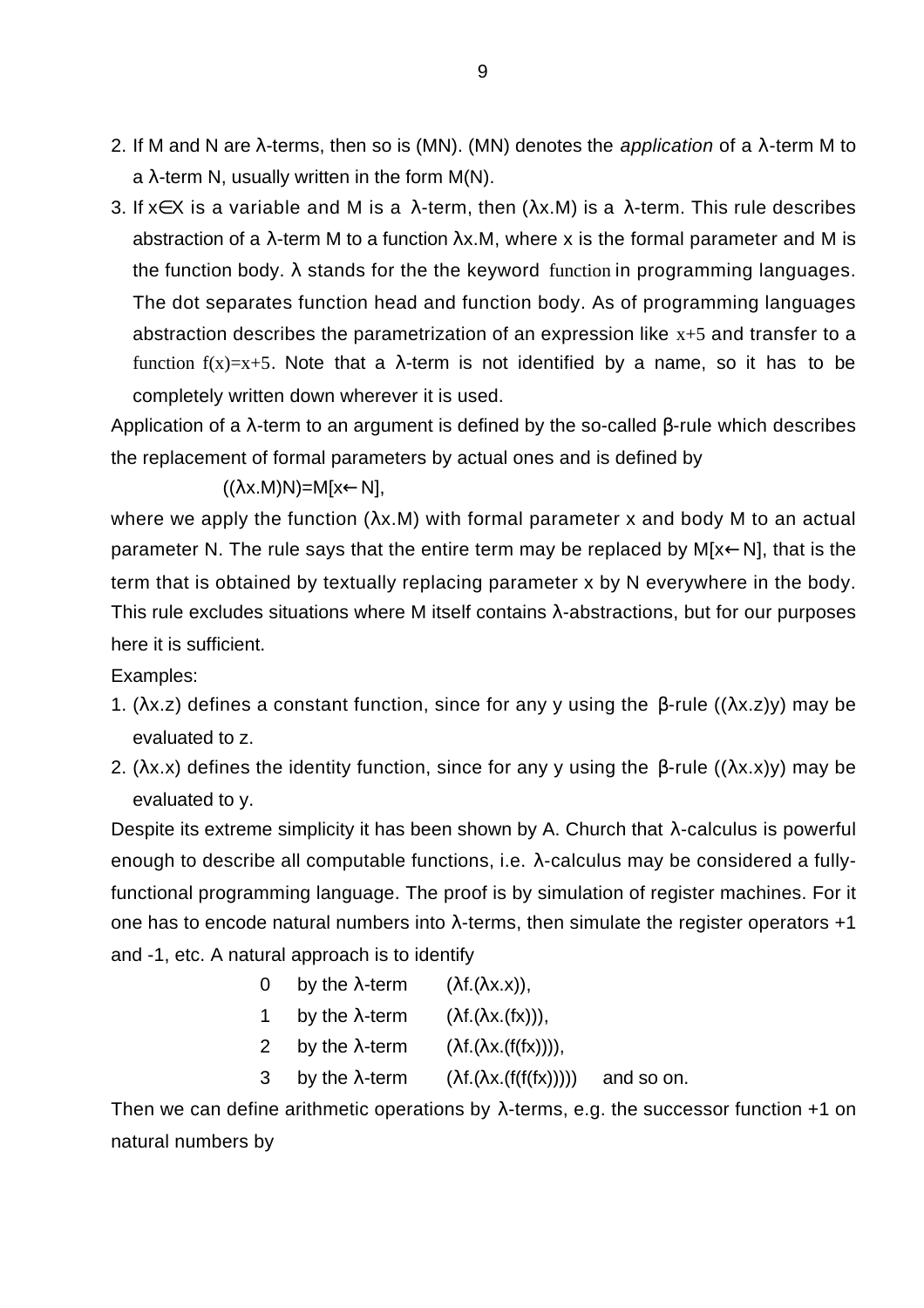2. If M and N are λ-terms, then so is (MN). (MN) denotes the *application* of a λ-term M to a λ-term N, usually written in the form M(N).
3. If $x \in X$ is a variable and M is a λ-term, then (λx.M) is a λ-term. This rule describes abstraction of a λ-term M to a function λx.M, where x is the formal parameter and M is the function body. λ stands for the the keyword function in programming languages. The dot separates function head and function body. As of programming languages abstraction describes the parametrization of an expression like $x+5$ and transfer to a function $f(x)=x+5$. Note that a λ-term is not identified by a name, so it has to be completely written down wherever it is used.

Application of a λ-term to an argument is defined by the so-called β-rule which describes the replacement of formal parameters by actual ones and is defined by

$$((\lambda x.M)N)=M[x \leftarrow N],$$

where we apply the function (λx.M) with formal parameter x and body M to an actual parameter N. The rule says that the entire term may be replaced by $M[x \leftarrow N]$, that is the term that is obtained by textually replacing parameter x by N everywhere in the body. This rule excludes situations where M itself contains λ-abstractions, but for our purposes here it is sufficient.

Examples:

1. (λx.z) defines a constant function, since for any y using the β-rule ((λx.z)y) may be evaluated to z.
2. (λx.x) defines the identity function, since for any y using the β-rule ((λx.x)y) may be evaluated to y.

Despite its extreme simplicity it has been shown by A. Church that λ-calculus is powerful enough to describe all computable functions, i.e. λ-calculus may be considered a fully-functional programming language. The proof is by simulation of register machines. For it one has to encode natural numbers into λ-terms, then simulate the register operators +1 and -1, etc. A natural approach is to identify

0 by the λ-term (λf.(λx.x)),

1 by the λ-term (λf.(λx.(fx))),

2 by the λ-term (λf.(λx.(f(fx)))),

3 by the λ-term (λf.(λx.(f(f(fx))))) and so on.

Then we can define arithmetic operations by λ-terms, e.g. the successor function +1 on natural numbers by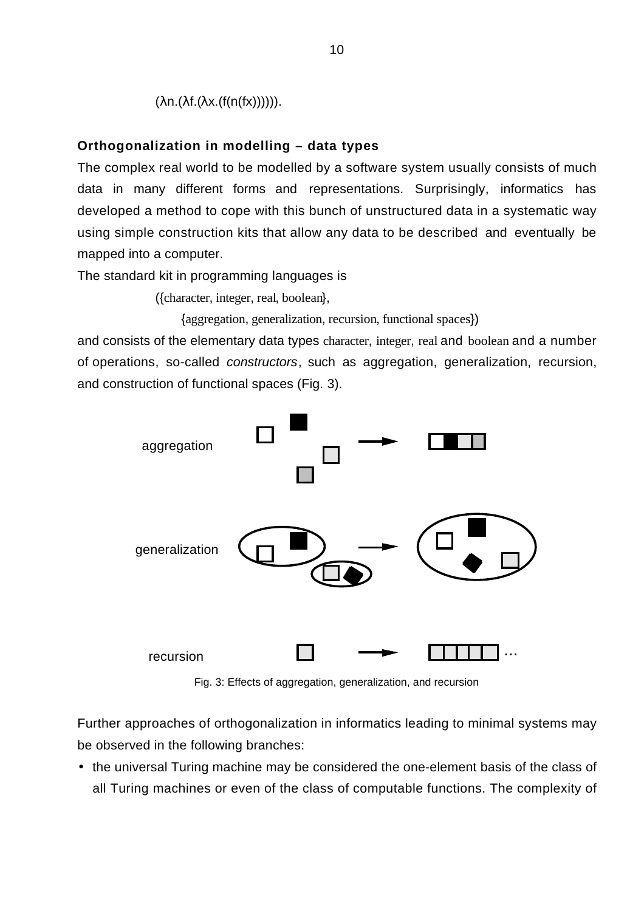(λn.(λf.(λx.(f(n(fx)))))).

**Orthogonalization in modelling – data types**

The complex real world to be modelled by a software system usually consists of much data in many different forms and representations. Surprisingly, informatics has developed a method to cope with this bunch of unstructured data in a systematic way using simple construction kits that allow any data to be described and eventually be mapped into a computer.

The standard kit in programming languages is

({character, integer, real, boolean},

{aggregation, generalization, recursion, functional spaces})

and consists of the elementary data types character, integer, real and boolean and a number of operations, so-called *constructors*, such as aggregation, generalization, recursion, and construction of functional spaces (Fig. 3).

aggregation

generalization

recursion

Fig. 3: Effects of aggregation, generalization, and recursion

Further approaches of orthogonalization in informatics leading to minimal systems may be observed in the following branches:

- the universal Turing machine may be considered the one-element basis of the class of all Turing machines or even of the class of computable functions. The complexity of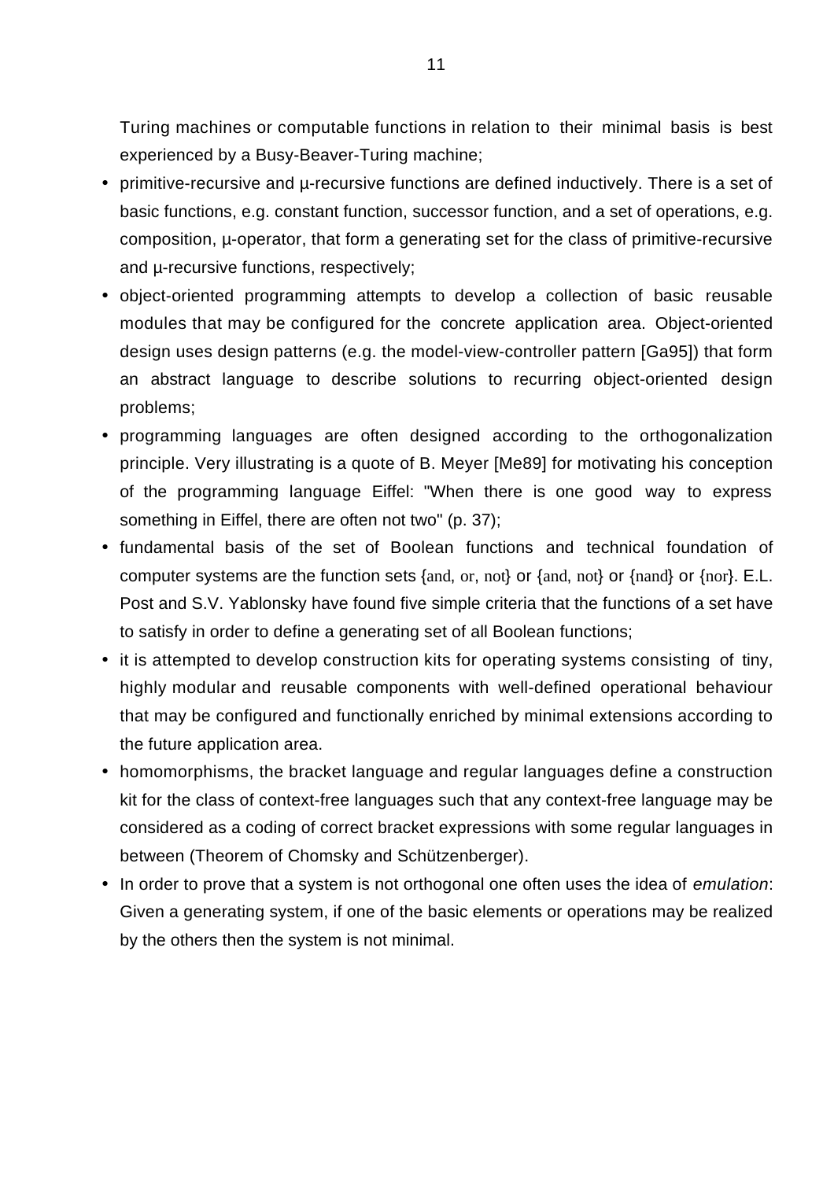Turing machines or computable functions in relation to their minimal basis is best experienced by a Busy-Beaver-Turing machine;

- primitive-recursive and μ-recursive functions are defined inductively. There is a set of basic functions, e.g. constant function, successor function, and a set of operations, e.g. composition, μ-operator, that form a generating set for the class of primitive-recursive and μ-recursive functions, respectively;
- object-oriented programming attempts to develop a collection of basic reusable modules that may be configured for the concrete application area. Object-oriented design uses design patterns (e.g. the model-view-controller pattern [Ga95]) that form an abstract language to describe solutions to recurring object-oriented design problems;
- programming languages are often designed according to the orthogonalization principle. Very illustrating is a quote of B. Meyer [Me89] for motivating his conception of the programming language Eiffel: "When there is one good way to express something in Eiffel, there are often not two" (p. 37);
- fundamental basis of the set of Boolean functions and technical foundation of computer systems are the function sets {and, or, not} or {and, not} or {nand} or {nor}. E.L. Post and S.V. Yablonsky have found five simple criteria that the functions of a set have to satisfy in order to define a generating set of all Boolean functions;
- it is attempted to develop construction kits for operating systems consisting of tiny, highly modular and reusable components with well-defined operational behaviour that may be configured and functionally enriched by minimal extensions according to the future application area.
- homomorphisms, the bracket language and regular languages define a construction kit for the class of context-free languages such that any context-free language may be considered as a coding of correct bracket expressions with some regular languages in between (Theorem of Chomsky and Schützenberger).
- In order to prove that a system is not orthogonal one often uses the idea of *emulation*: Given a generating system, if one of the basic elements or operations may be realized by the others then the system is not minimal.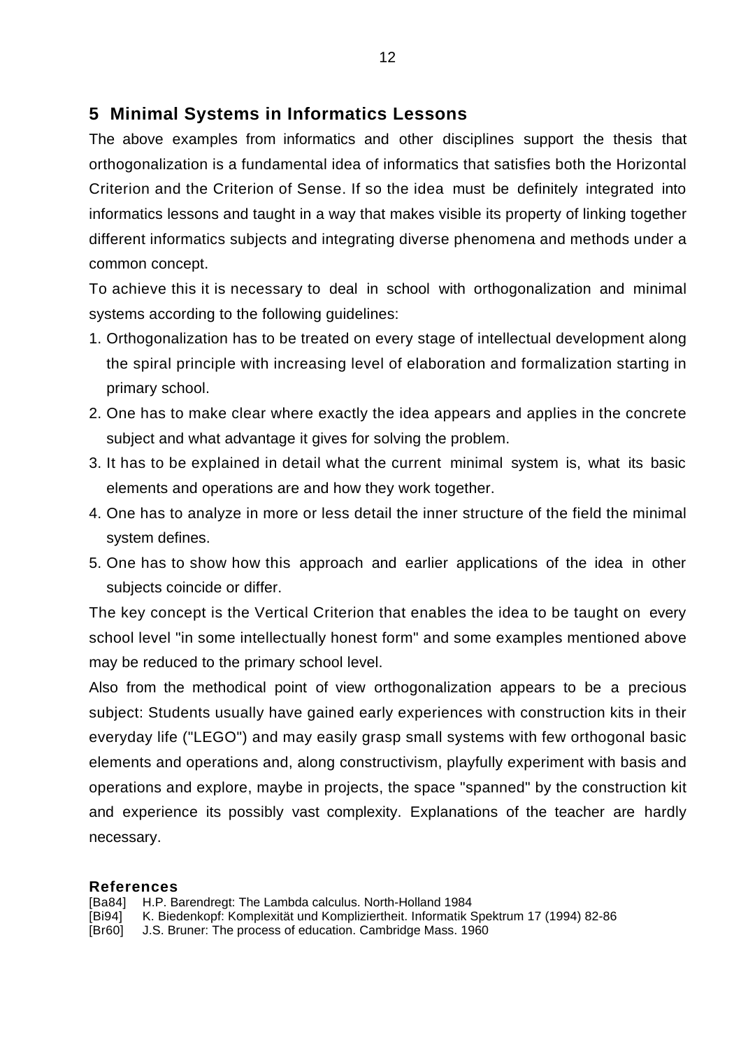## 5 Minimal Systems in Informatics Lessons

The above examples from informatics and other disciplines support the thesis that orthogonalization is a fundamental idea of informatics that satisfies both the Horizontal Criterion and the Criterion of Sense. If so the idea must be definitely integrated into informatics lessons and taught in a way that makes visible its property of linking together different informatics subjects and integrating diverse phenomena and methods under a common concept.

To achieve this it is necessary to deal in school with orthogonalization and minimal systems according to the following guidelines:

1. Orthogonalization has to be treated on every stage of intellectual development along the spiral principle with increasing level of elaboration and formalization starting in primary school.
2. One has to make clear where exactly the idea appears and applies in the concrete subject and what advantage it gives for solving the problem.
3. It has to be explained in detail what the current minimal system is, what its basic elements and operations are and how they work together.
4. One has to analyze in more or less detail the inner structure of the field the minimal system defines.
5. One has to show how this approach and earlier applications of the idea in other subjects coincide or differ.

The key concept is the Vertical Criterion that enables the idea to be taught on every school level "in some intellectually honest form" and some examples mentioned above may be reduced to the primary school level.

Also from the methodical point of view orthogonalization appears to be a precious subject: Students usually have gained early experiences with construction kits in their everyday life ("LEGO") and may easily grasp small systems with few orthogonal basic elements and operations and, along constructivism, playfully experiment with basis and operations and explore, maybe in projects, the space "spanned" by the construction kit and experience its possibly vast complexity. Explanations of the teacher are hardly necessary.

### References

[Ba84] H.P. Barendregt: The Lambda calculus. North-Holland 1984

[Bi94] K. Biedenkopf: Komplexität und Kompliziertheit. Informatik Spektrum 17 (1994) 82-86

[Br60] J.S. Bruner: The process of education. Cambridge Mass. 1960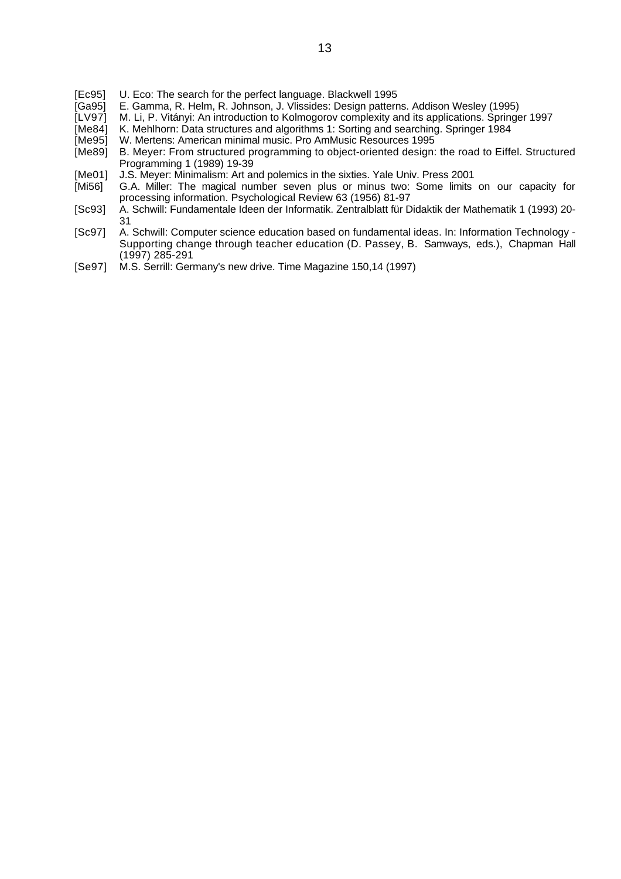[Ec95] U. Eco: The search for the perfect language. Blackwell 1995

[Ga95] E. Gamma, R. Helm, R. Johnson, J. Vlissides: Design patterns. Addison Wesley (1995)

[LV97] M. Li, P. Vitányi: An introduction to Kolmogorov complexity and its applications. Springer 1997

[Me84] K. Mehlhorn: Data structures and algorithms 1: Sorting and searching. Springer 1984

[Me95] W. Mertens: American minimal music. Pro AmMusic Resources 1995

[Me89] B. Meyer: From structured programming to object-oriented design: the road to Eiffel. Structured Programming 1 (1989) 19-39

[Me01] J.S. Meyer: Minimalism: Art and polemics in the sixties. Yale Univ. Press 2001

[Mi56] G.A. Miller: The magical number seven plus or minus two: Some limits on our capacity for processing information. Psychological Review 63 (1956) 81-97

[Sc93] A. Schwill: Fundamentale Ideen der Informatik. Zentralblatt für Didaktik der Mathematik 1 (1993) 20-31

[Sc97] A. Schwill: Computer science education based on fundamental ideas. In: Information Technology - Supporting change through teacher education (D. Passey, B. Samways, eds.), Chapman Hall (1997) 285-291

[Se97] M.S. Serrill: Germany's new drive. Time Magazine 150,14 (1997)